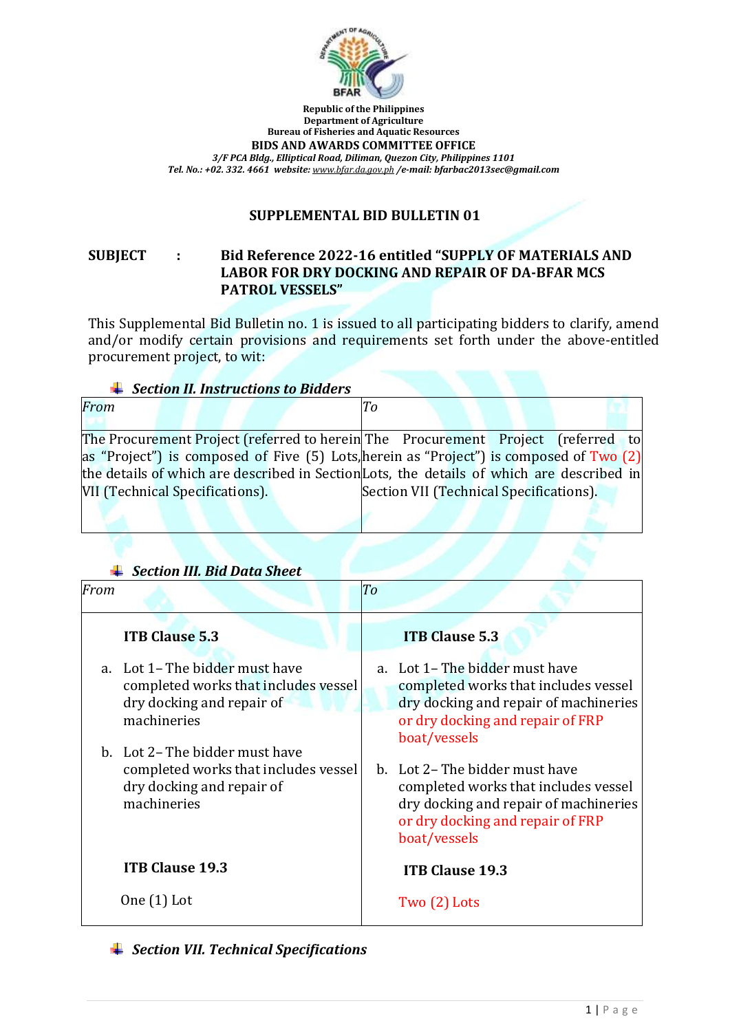Republic of the Philippines
Department of Agriculture
Bureau of Fisheries and Aquatic Resources
**BIDS AND AWARDS COMMITTEE OFFICE**
*3/F PCA Bldg., Elliptical Road, Diliman, Quezon City, Philippines 1101*
*Tel. No.: +02. 332. 4661 website: www.bfar.da.gov.ph /e-mail: bfarbac2013sec@gmail.com*

## SUPPLEMENTAL BID BULLETIN 01

**SUBJECT : Bid Reference 2022-16 entitled "SUPPLY OF MATERIALS AND LABOR FOR DRY DOCKING AND REPAIR OF DA-BFAR MCS PATROL VESSELS"**

This Supplemental Bid Bulletin no. 1 is issued to all participating bidders to clarify, amend and/or modify certain provisions and requirements set forth under the above-entitled procurement project, to wit:

### *Section II. Instructions to Bidders*

| *From* | *To* |
|---|---|
| The Procurement Project (referred to herein as "Project") is composed of Five (5) Lots, the details of which are described in Section VII (Technical Specifications). | The Procurement Project (referred to herein as "Project") is composed of Two (2) Lots, the details of which are described in Section VII (Technical Specifications). |

### *Section III. Bid Data Sheet*

| *From* | *To* |
|---|---|
| **ITB Clause 5.3** | **ITB Clause 5.3** |
| a. Lot 1 – The bidder must have completed works that includes vessel dry docking and repair of machineries | a. Lot 1 – The bidder must have completed works that includes vessel dry docking and repair of machineries or dry docking and repair of FRP boat/vessels |
| b. Lot 2 – The bidder must have completed works that includes vessel dry docking and repair of machineries | b. Lot 2 – The bidder must have completed works that includes vessel dry docking and repair of machineries or dry docking and repair of FRP boat/vessels |
| **ITB Clause 19.3** | **ITB Clause 19.3** |
| One (1) Lot | Two (2) Lots |

### *Section VII. Technical Specifications*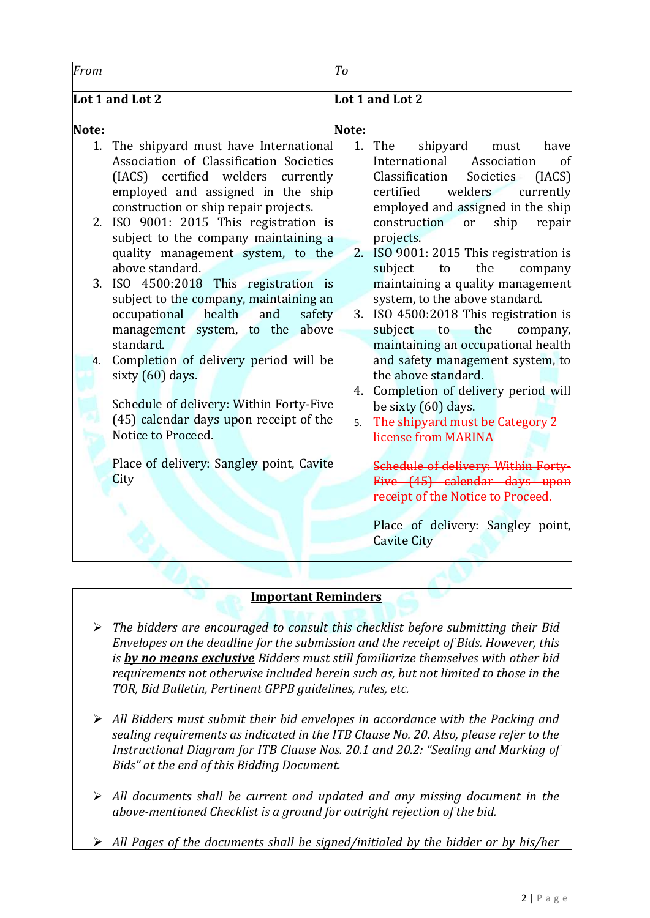| *From* | *To* |
|---|---|
| **Lot 1 and Lot 2**<br><br>**Note:**<br>1. The shipyard must have International Association of Classification Societies (IACS) certified welders currently employed and assigned in the ship construction or ship repair projects.<br>2. ISO 9001: 2015 This registration is subject to the company maintaining a quality management system, to the above standard.<br>3. ISO 4500:2018 This registration is subject to the company, maintaining an occupational health and safety management system, to the above standard.<br>4. Completion of delivery period will be sixty (60) days.<br><br>Schedule of delivery: Within Forty-Five (45) calendar days upon receipt of the Notice to Proceed.<br><br>Place of delivery: Sangley point, Cavite City | **Lot 1 and Lot 2**<br><br>**Note:**<br>1. The shipyard must have International Association of Classification Societies (IACS) certified welders currently employed and assigned in the ship construction or ship repair projects.<br>2. ISO 9001: 2015 This registration is subject to the company maintaining a quality management system, to the above standard.<br>3. ISO 4500:2018 This registration is subject to the company, maintaining an occupational health and safety management system, to the above standard.<br>4. Completion of delivery period will be sixty (60) days.<br>5. The shipyard must be Category 2 license from MARINA<br><br>~~Schedule of delivery: Within Forty-Five (45) calendar days upon receipt of the Notice to Proceed.~~<br><br>Place of delivery: Sangley point, Cavite City |

**Important Reminders**

- *The bidders are encouraged to consult this checklist before submitting their Bid Envelopes on the deadline for the submission and the receipt of Bids. However, this is **by no means exclusive** Bidders must still familiarize themselves with other bid requirements not otherwise included herein such as, but not limited to those in the TOR, Bid Bulletin, Pertinent GPPB guidelines, rules, etc.*

- *All Bidders must submit their bid envelopes in accordance with the Packing and sealing requirements as indicated in the ITB Clause No. 20. Also, please refer to the Instructional Diagram for ITB Clause Nos. 20.1 and 20.2: "Sealing and Marking of Bids" at the end of this Bidding Document.*

- *All documents shall be current and updated and any missing document in the above-mentioned Checklist is a ground for outright rejection of the bid.*

- *All Pages of the documents shall be signed/initialed by the bidder or by his/her*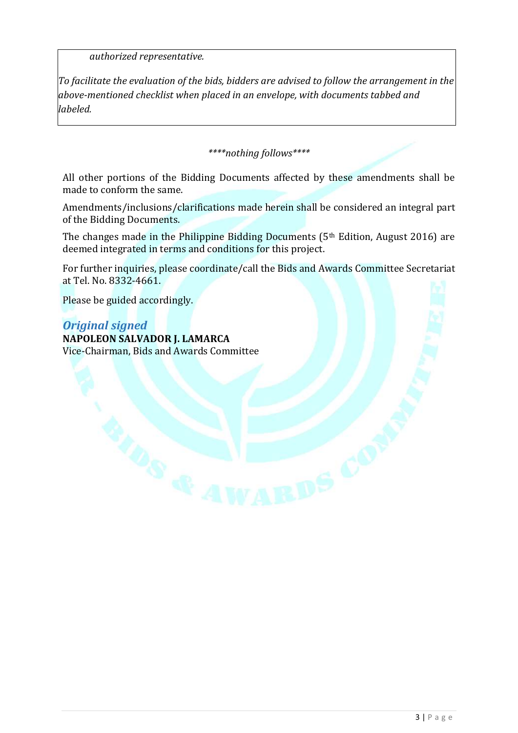*authorized representative.*

*To facilitate the evaluation of the bids, bidders are advised to follow the arrangement in the above-mentioned checklist when placed in an envelope, with documents tabbed and labeled.*

*****nothing follows*****

All other portions of the Bidding Documents affected by these amendments shall be made to conform the same.

Amendments/inclusions/clarifications made herein shall be considered an integral part of the Bidding Documents.

The changes made in the Philippine Bidding Documents (5th Edition, August 2016) are deemed integrated in terms and conditions for this project.

For further inquiries, please coordinate/call the Bids and Awards Committee Secretariat at Tel. No. 8332-4661.

Please be guided accordingly.

***Original signed***
**NAPOLEON SALVADOR J. LAMARCA**
Vice-Chairman, Bids and Awards Committee